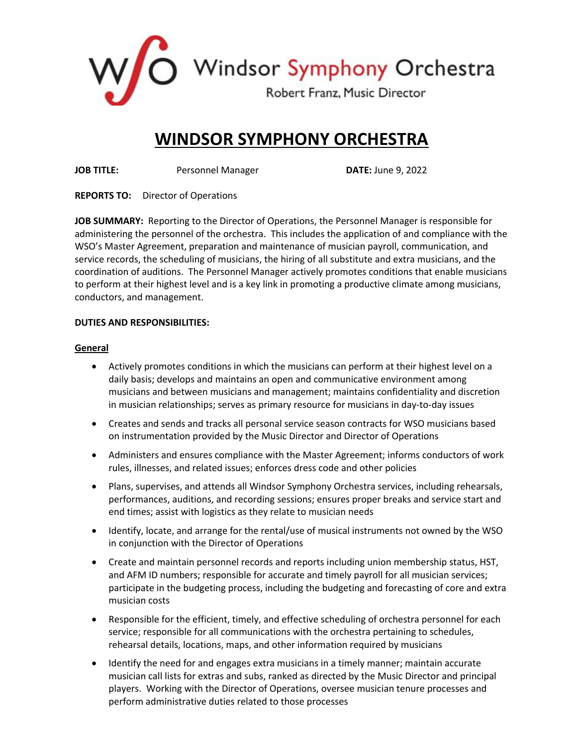Windsor Symphony Orchestra

Robert Franz, Music Director

# WINDSOR SYMPHONY ORCHESTRA

**JOB TITLE:** Personnel Manager **DATE:** June 9, 2022

**REPORTS TO:** Director of Operations

**JOB SUMMARY:** Reporting to the Director of Operations, the Personnel Manager is responsible for administering the personnel of the orchestra. This includes the application of and compliance with the WSO's Master Agreement, preparation and maintenance of musician payroll, communication, and service records, the scheduling of musicians, the hiring of all substitute and extra musicians, and the coordination of auditions. The Personnel Manager actively promotes conditions that enable musicians to perform at their highest level and is a key link in promoting a productive climate among musicians, conductors, and management.

**DUTIES AND RESPONSIBILITIES:**

## General

- Actively promotes conditions in which the musicians can perform at their highest level on a daily basis; develops and maintains an open and communicative environment among musicians and between musicians and management; maintains confidentiality and discretion in musician relationships; serves as primary resource for musicians in day-to-day issues
- Creates and sends and tracks all personal service season contracts for WSO musicians based on instrumentation provided by the Music Director and Director of Operations
- Administers and ensures compliance with the Master Agreement; informs conductors of work rules, illnesses, and related issues; enforces dress code and other policies
- Plans, supervises, and attends all Windsor Symphony Orchestra services, including rehearsals, performances, auditions, and recording sessions; ensures proper breaks and service start and end times; assist with logistics as they relate to musician needs
- Identify, locate, and arrange for the rental/use of musical instruments not owned by the WSO in conjunction with the Director of Operations
- Create and maintain personnel records and reports including union membership status, HST, and AFM ID numbers; responsible for accurate and timely payroll for all musician services; participate in the budgeting process, including the budgeting and forecasting of core and extra musician costs
- Responsible for the efficient, timely, and effective scheduling of orchestra personnel for each service; responsible for all communications with the orchestra pertaining to schedules, rehearsal details, locations, maps, and other information required by musicians
- Identify the need for and engages extra musicians in a timely manner; maintain accurate musician call lists for extras and subs, ranked as directed by the Music Director and principal players. Working with the Director of Operations, oversee musician tenure processes and perform administrative duties related to those processes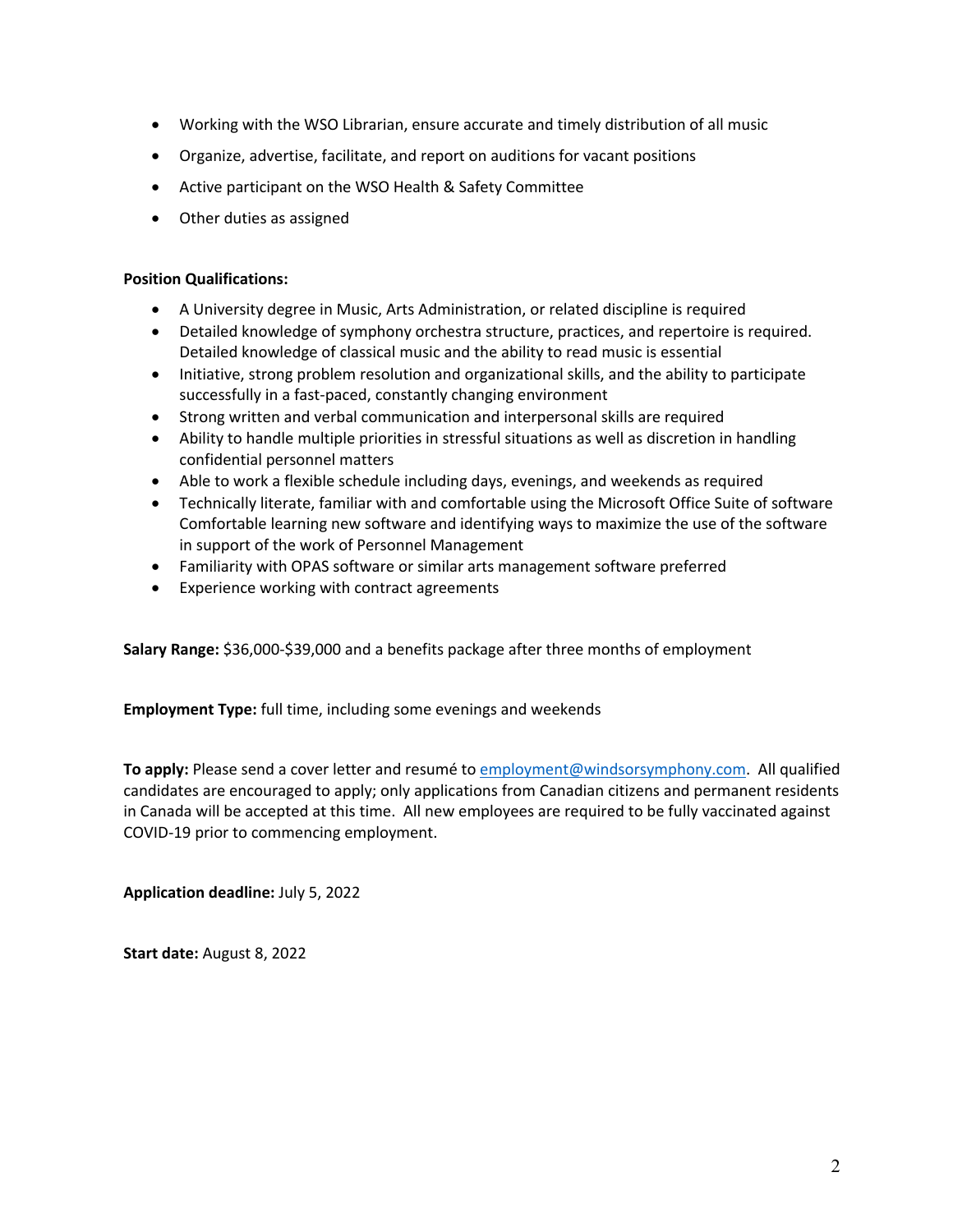- Working with the WSO Librarian, ensure accurate and timely distribution of all music
- Organize, advertise, facilitate, and report on auditions for vacant positions
- Active participant on the WSO Health & Safety Committee
- Other duties as assigned

**Position Qualifications:**

- A University degree in Music, Arts Administration, or related discipline is required
- Detailed knowledge of symphony orchestra structure, practices, and repertoire is required. Detailed knowledge of classical music and the ability to read music is essential
- Initiative, strong problem resolution and organizational skills, and the ability to participate successfully in a fast-paced, constantly changing environment
- Strong written and verbal communication and interpersonal skills are required
- Ability to handle multiple priorities in stressful situations as well as discretion in handling confidential personnel matters
- Able to work a flexible schedule including days, evenings, and weekends as required
- Technically literate, familiar with and comfortable using the Microsoft Office Suite of software Comfortable learning new software and identifying ways to maximize the use of the software in support of the work of Personnel Management
- Familiarity with OPAS software or similar arts management software preferred
- Experience working with contract agreements

**Salary Range:** $36,000-$39,000 and a benefits package after three months of employment

**Employment Type:** full time, including some evenings and weekends

**To apply:** Please send a cover letter and resumé to employment@windsorsymphony.com. All qualified candidates are encouraged to apply; only applications from Canadian citizens and permanent residents in Canada will be accepted at this time. All new employees are required to be fully vaccinated against COVID-19 prior to commencing employment.

**Application deadline:** July 5, 2022

**Start date:** August 8, 2022